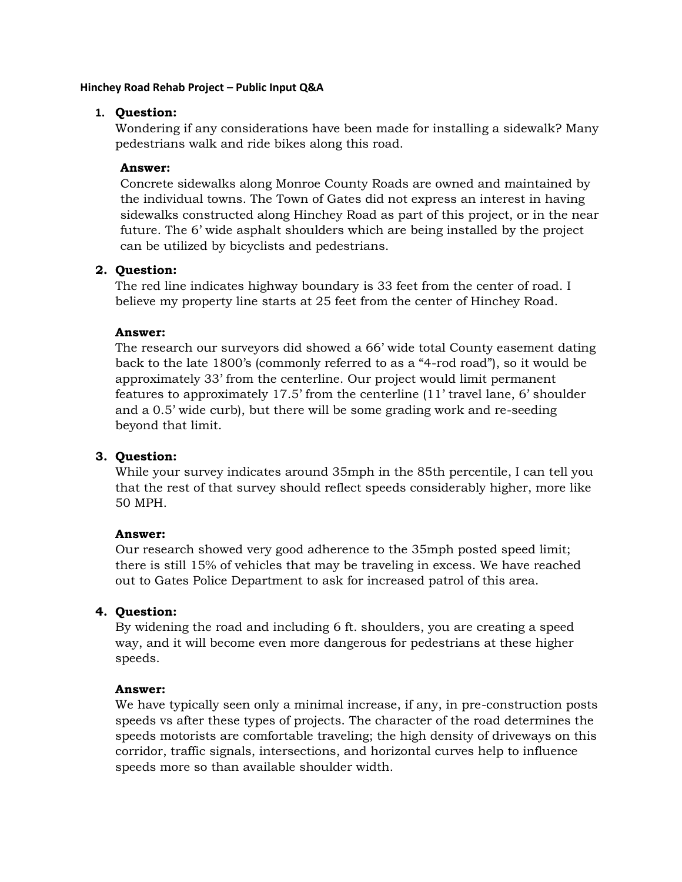# Hinchey Road Rehab Project – Public Input Q&A

1. **Question:**
   Wondering if any considerations have been made for installing a sidewalk? Many pedestrians walk and ride bikes along this road.

   **Answer:**
   Concrete sidewalks along Monroe County Roads are owned and maintained by the individual towns. The Town of Gates did not express an interest in having sidewalks constructed along Hinchey Road as part of this project, or in the near future. The 6' wide asphalt shoulders which are being installed by the project can be utilized by bicyclists and pedestrians.

2. **Question:**
   The red line indicates highway boundary is 33 feet from the center of road. I believe my property line starts at 25 feet from the center of Hinchey Road.

   **Answer:**
   The research our surveyors did showed a 66' wide total County easement dating back to the late 1800's (commonly referred to as a "4-rod road"), so it would be approximately 33' from the centerline. Our project would limit permanent features to approximately 17.5' from the centerline (11' travel lane, 6' shoulder and a 0.5' wide curb), but there will be some grading work and re-seeding beyond that limit.

3. **Question:**
   While your survey indicates around 35mph in the 85th percentile, I can tell you that the rest of that survey should reflect speeds considerably higher, more like 50 MPH.

   **Answer:**
   Our research showed very good adherence to the 35mph posted speed limit; there is still 15% of vehicles that may be traveling in excess. We have reached out to Gates Police Department to ask for increased patrol of this area.

4. **Question:**
   By widening the road and including 6 ft. shoulders, you are creating a speed way, and it will become even more dangerous for pedestrians at these higher speeds.

   **Answer:**
   We have typically seen only a minimal increase, if any, in pre-construction posts speeds vs after these types of projects. The character of the road determines the speeds motorists are comfortable traveling; the high density of driveways on this corridor, traffic signals, intersections, and horizontal curves help to influence speeds more so than available shoulder width.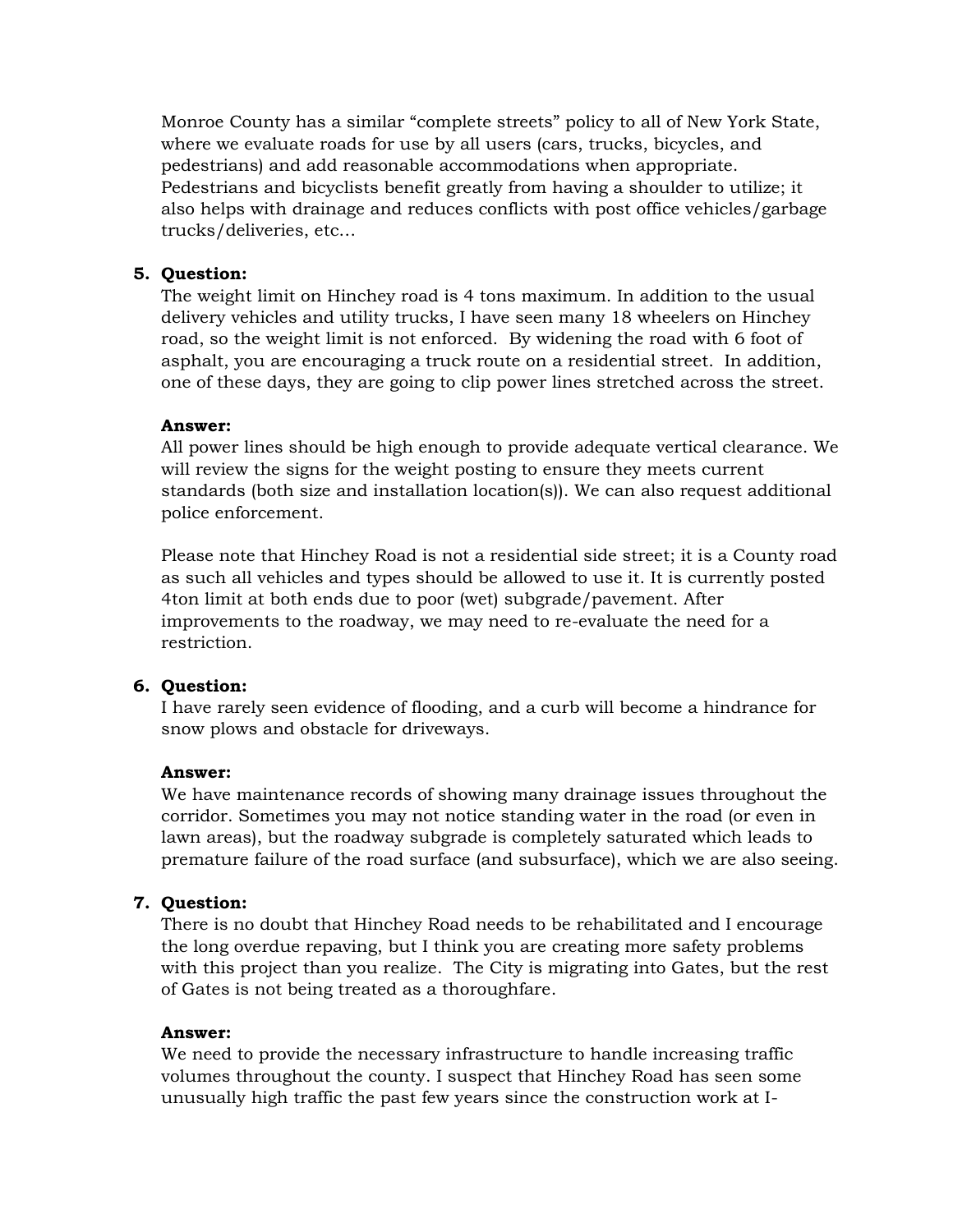Monroe County has a similar "complete streets" policy to all of New York State, where we evaluate roads for use by all users (cars, trucks, bicycles, and pedestrians) and add reasonable accommodations when appropriate. Pedestrians and bicyclists benefit greatly from having a shoulder to utilize; it also helps with drainage and reduces conflicts with post office vehicles/garbage trucks/deliveries, etc…

5. **Question:**
   The weight limit on Hinchey road is 4 tons maximum. In addition to the usual delivery vehicles and utility trucks, I have seen many 18 wheelers on Hinchey road, so the weight limit is not enforced. By widening the road with 6 foot of asphalt, you are encouraging a truck route on a residential street. In addition, one of these days, they are going to clip power lines stretched across the street.

   **Answer:**
   All power lines should be high enough to provide adequate vertical clearance. We will review the signs for the weight posting to ensure they meets current standards (both size and installation location(s)). We can also request additional police enforcement.

   Please note that Hinchey Road is not a residential side street; it is a County road as such all vehicles and types should be allowed to use it. It is currently posted 4ton limit at both ends due to poor (wet) subgrade/pavement. After improvements to the roadway, we may need to re-evaluate the need for a restriction.

6. **Question:**
   I have rarely seen evidence of flooding, and a curb will become a hindrance for snow plows and obstacle for driveways.

   **Answer:**
   We have maintenance records of showing many drainage issues throughout the corridor. Sometimes you may not notice standing water in the road (or even in lawn areas), but the roadway subgrade is completely saturated which leads to premature failure of the road surface (and subsurface), which we are also seeing.

7. **Question:**
   There is no doubt that Hinchey Road needs to be rehabilitated and I encourage the long overdue repaving, but I think you are creating more safety problems with this project than you realize. The City is migrating into Gates, but the rest of Gates is not being treated as a thoroughfare.

   **Answer:**
   We need to provide the necessary infrastructure to handle increasing traffic volumes throughout the county. I suspect that Hinchey Road has seen some unusually high traffic the past few years since the construction work at I-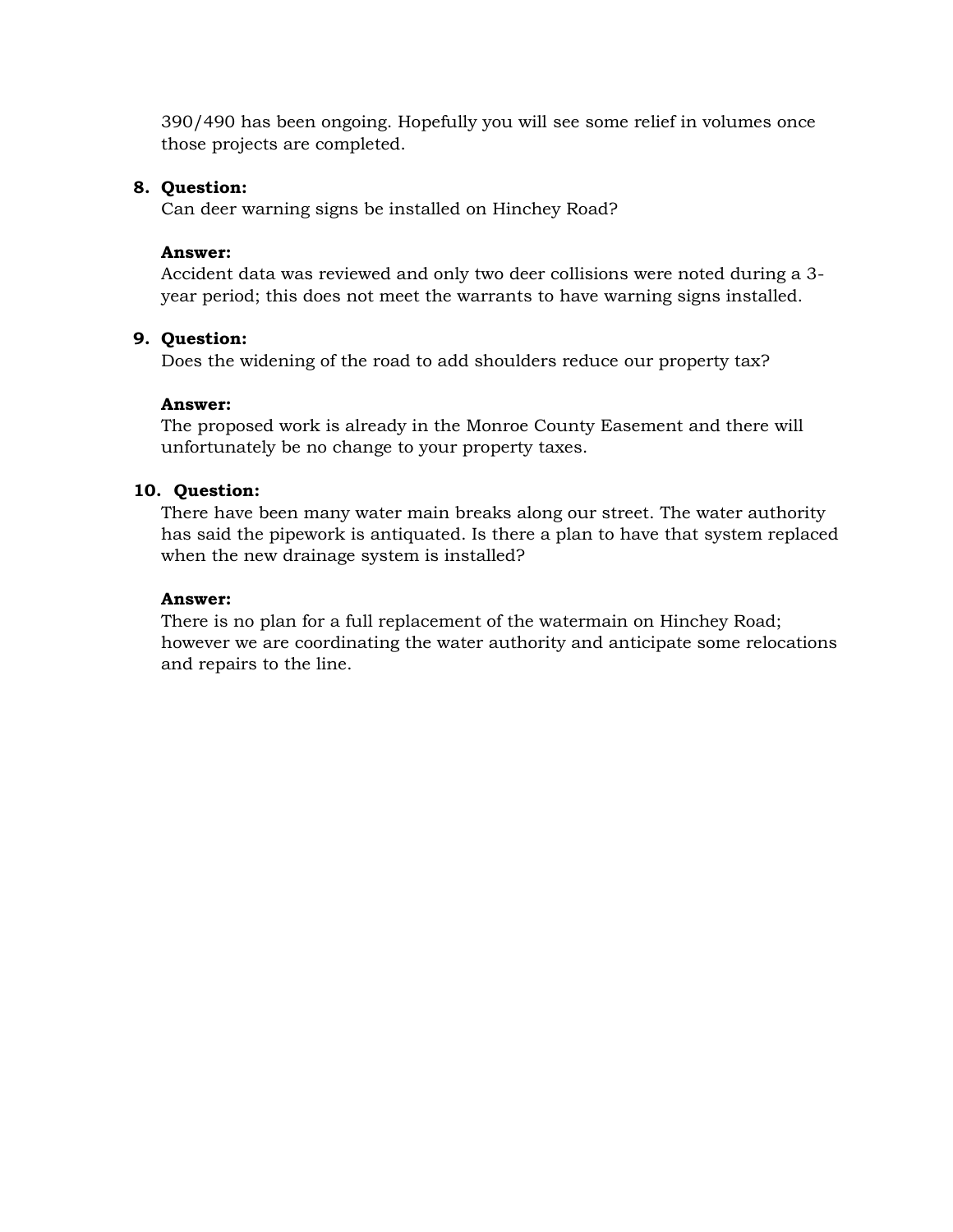390/490 has been ongoing. Hopefully you will see some relief in volumes once those projects are completed.

8. **Question:**
   Can deer warning signs be installed on Hinchey Road?

   **Answer:**
   Accident data was reviewed and only two deer collisions were noted during a 3-year period; this does not meet the warrants to have warning signs installed.

9. **Question:**
   Does the widening of the road to add shoulders reduce our property tax?

   **Answer:**
   The proposed work is already in the Monroe County Easement and there will unfortunately be no change to your property taxes.

10. **Question:**
    There have been many water main breaks along our street. The water authority has said the pipework is antiquated. Is there a plan to have that system replaced when the new drainage system is installed?

    **Answer:**
    There is no plan for a full replacement of the watermain on Hinchey Road; however we are coordinating the water authority and anticipate some relocations and repairs to the line.